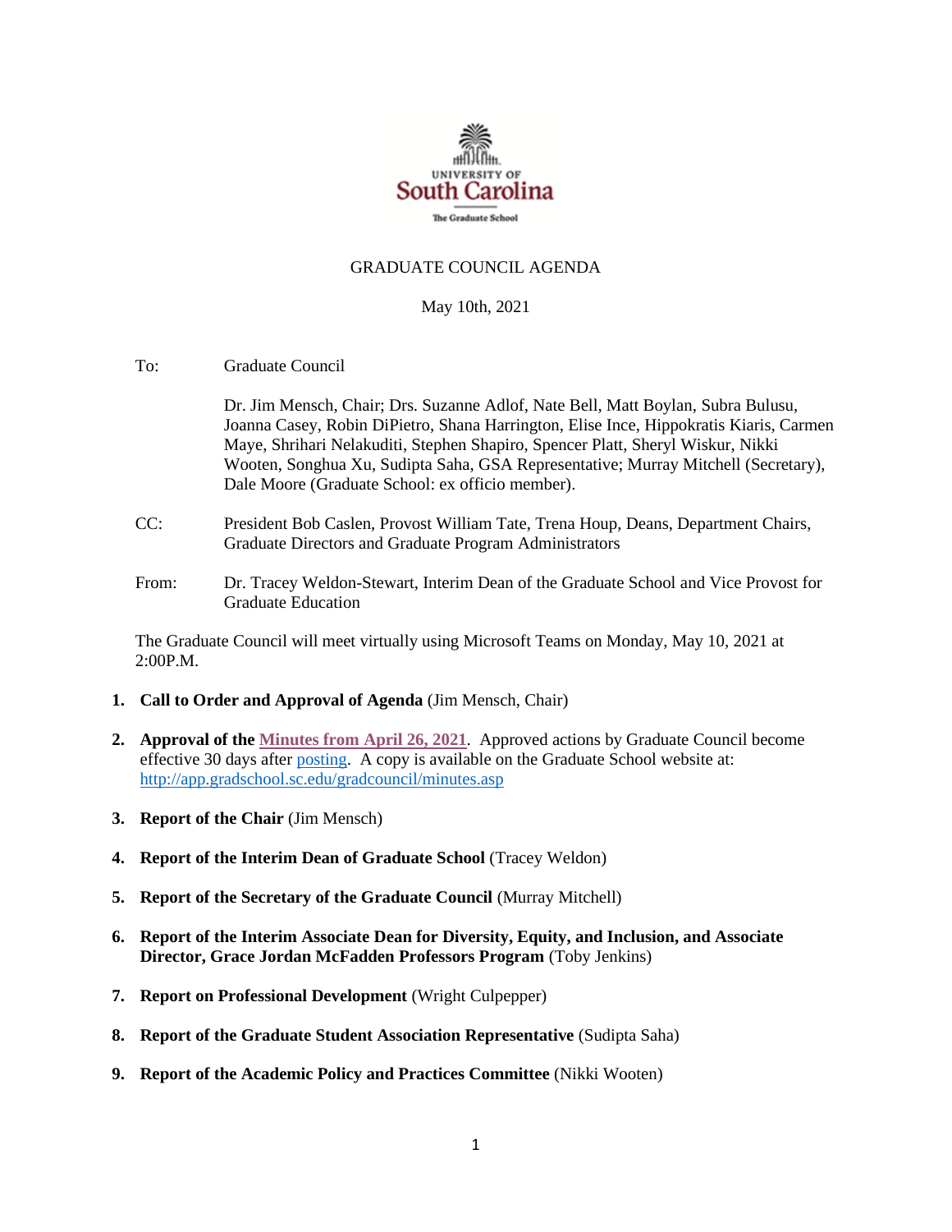UNIVERSITY OF South Carolina

The Graduate School

GRADUATE COUNCIL AGENDA

May 10th, 2021

To: Graduate Council

Dr. Jim Mensch, Chair; Drs. Suzanne Adlof, Nate Bell, Matt Boylan, Subra Bulusu, Joanna Casey, Robin DiPietro, Shana Harrington, Elise Ince, Hippokratis Kiaris, Carmen Maye, Shrihari Nelakuditi, Stephen Shapiro, Spencer Platt, Sheryl Wiskur, Nikki Wooten, Songhua Xu, Sudipta Saha, GSA Representative; Murray Mitchell (Secretary), Dale Moore (Graduate School: ex officio member).

CC: President Bob Caslen, Provost William Tate, Trena Houp, Deans, Department Chairs, Graduate Directors and Graduate Program Administrators

From: Dr. Tracey Weldon-Stewart, Interim Dean of the Graduate School and Vice Provost for Graduate Education

The Graduate Council will meet virtually using Microsoft Teams on Monday, May 10, 2021 at 2:00P.M.

1. **Call to Order and Approval of Agenda** (Jim Mensch, Chair)

2. **Approval of the Minutes from April 26, 2021**. Approved actions by Graduate Council become effective 30 days after posting. A copy is available on the Graduate School website at: http://app.gradschool.sc.edu/gradcouncil/minutes.asp

3. **Report of the Chair** (Jim Mensch)

4. **Report of the Interim Dean of Graduate School** (Tracey Weldon)

5. **Report of the Secretary of the Graduate Council** (Murray Mitchell)

6. **Report of the Interim Associate Dean for Diversity, Equity, and Inclusion, and Associate Director, Grace Jordan McFadden Professors Program** (Toby Jenkins)

7. **Report on Professional Development** (Wright Culpepper)

8. **Report of the Graduate Student Association Representative** (Sudipta Saha)

9. **Report of the Academic Policy and Practices Committee** (Nikki Wooten)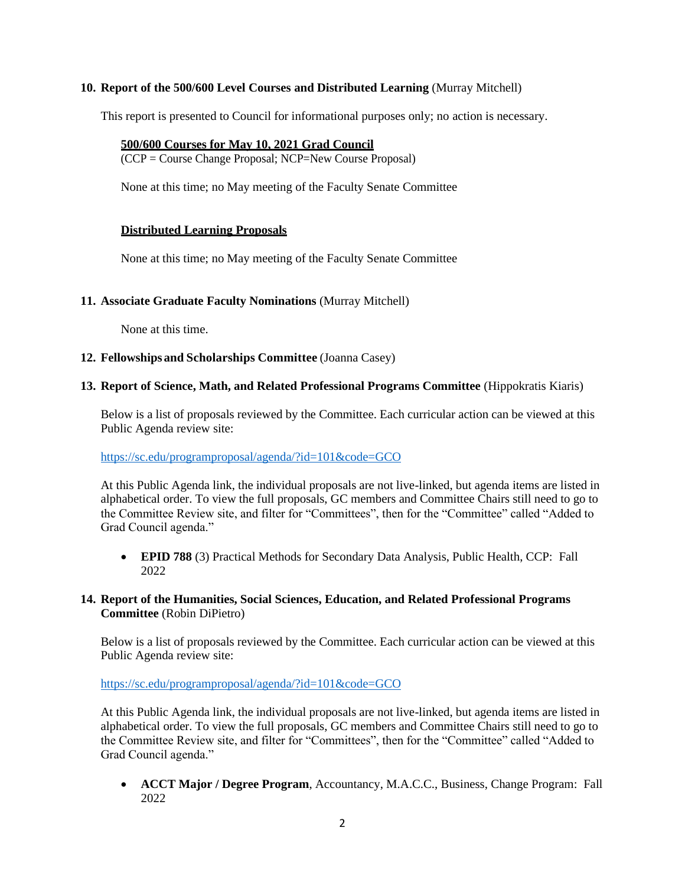**10. Report of the 500/600 Level Courses and Distributed Learning** (Murray Mitchell)

This report is presented to Council for informational purposes only; no action is necessary.

**500/600 Courses for May 10, 2021 Grad Council**
(CCP = Course Change Proposal; NCP=New Course Proposal)

None at this time; no May meeting of the Faculty Senate Committee

**Distributed Learning Proposals**

None at this time; no May meeting of the Faculty Senate Committee

**11. Associate Graduate Faculty Nominations** (Murray Mitchell)

None at this time.

**12. Fellowships and Scholarships Committee** (Joanna Casey)

**13. Report of Science, Math, and Related Professional Programs Committee** (Hippokratis Kiaris)

Below is a list of proposals reviewed by the Committee. Each curricular action can be viewed at this Public Agenda review site:

https://sc.edu/programproposal/agenda/?id=101&code=GCO

At this Public Agenda link, the individual proposals are not live-linked, but agenda items are listed in alphabetical order. To view the full proposals, GC members and Committee Chairs still need to go to the Committee Review site, and filter for "Committees", then for the "Committee" called "Added to Grad Council agenda."

- **EPID 788** (3) Practical Methods for Secondary Data Analysis, Public Health, CCP: Fall 2022

**14. Report of the Humanities, Social Sciences, Education, and Related Professional Programs Committee** (Robin DiPietro)

Below is a list of proposals reviewed by the Committee. Each curricular action can be viewed at this Public Agenda review site:

https://sc.edu/programproposal/agenda/?id=101&code=GCO

At this Public Agenda link, the individual proposals are not live-linked, but agenda items are listed in alphabetical order. To view the full proposals, GC members and Committee Chairs still need to go to the Committee Review site, and filter for "Committees", then for the "Committee" called "Added to Grad Council agenda."

- **ACCT Major / Degree Program**, Accountancy, M.A.C.C., Business, Change Program: Fall 2022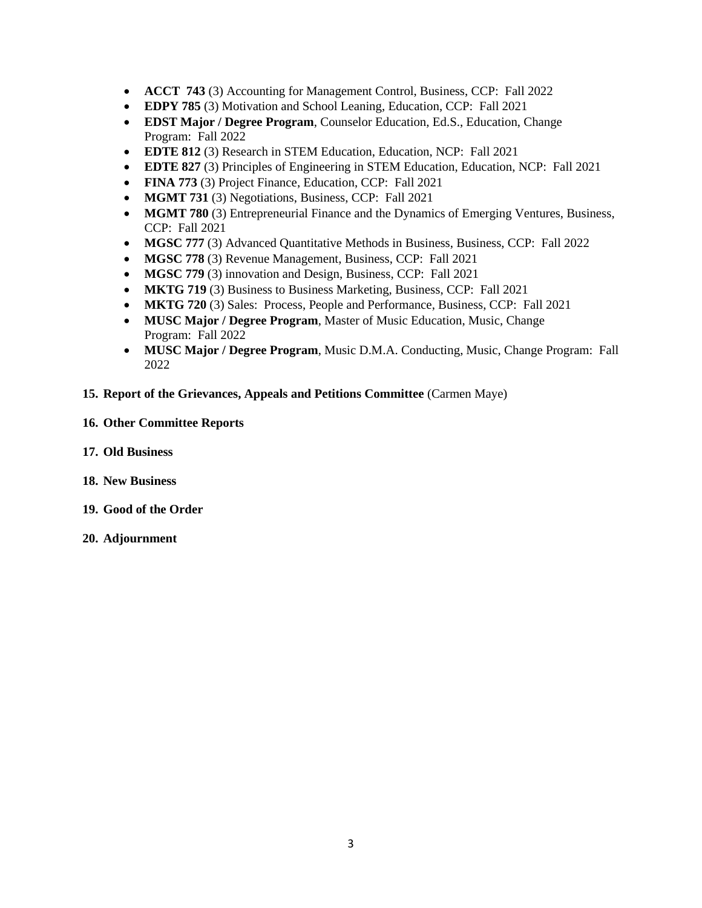- **ACCT 743** (3) Accounting for Management Control, Business, CCP: Fall 2022
- **EDPY 785** (3) Motivation and School Leaning, Education, CCP: Fall 2021
- **EDST Major / Degree Program**, Counselor Education, Ed.S., Education, Change Program: Fall 2022
- **EDTE 812** (3) Research in STEM Education, Education, NCP: Fall 2021
- **EDTE 827** (3) Principles of Engineering in STEM Education, Education, NCP: Fall 2021
- **FINA 773** (3) Project Finance, Education, CCP: Fall 2021
- **MGMT 731** (3) Negotiations, Business, CCP: Fall 2021
- **MGMT 780** (3) Entrepreneurial Finance and the Dynamics of Emerging Ventures, Business, CCP: Fall 2021
- **MGSC 777** (3) Advanced Quantitative Methods in Business, Business, CCP: Fall 2022
- **MGSC 778** (3) Revenue Management, Business, CCP: Fall 2021
- **MGSC 779** (3) innovation and Design, Business, CCP: Fall 2021
- **MKTG 719** (3) Business to Business Marketing, Business, CCP: Fall 2021
- **MKTG 720** (3) Sales: Process, People and Performance, Business, CCP: Fall 2021
- **MUSC Major / Degree Program**, Master of Music Education, Music, Change Program: Fall 2022
- **MUSC Major / Degree Program**, Music D.M.A. Conducting, Music, Change Program: Fall 2022

15. **Report of the Grievances, Appeals and Petitions Committee** (Carmen Maye)

16. **Other Committee Reports**

17. **Old Business**

18. **New Business**

19. **Good of the Order**

20. **Adjournment**